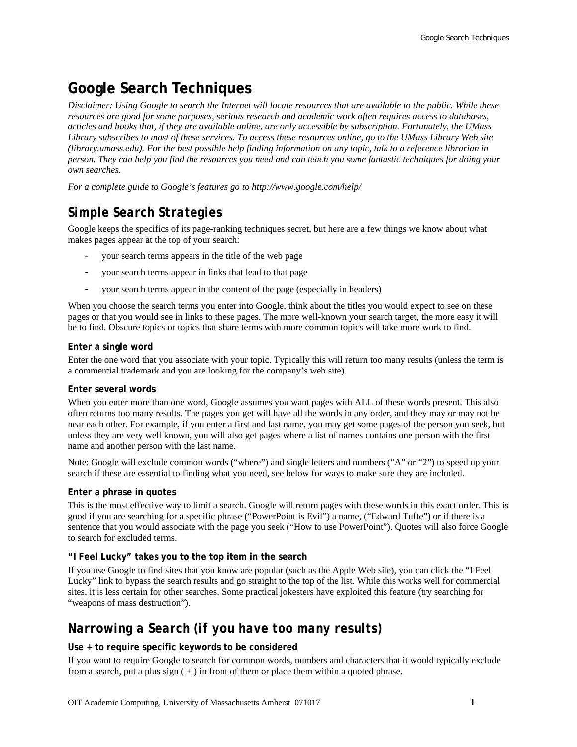# Google Search Techniques

*Disclaimer: Using Google to search the Internet will locate resources that are available to the public. While these resources are good for some purposes, serious research and academic work often requires access to databases, articles and books that, if they are available online, are only accessible by subscription. Fortunately, the UMass Library subscribes to most of these services. To access these resources online, go to the UMass Library Web site (library.umass.edu). For the best possible help finding information on any topic, talk to a reference librarian in person. They can help you find the resources you need and can teach you some fantastic techniques for doing your own searches.*

*For a complete guide to Google's features go to http://www.google.com/help/*

## Simple Search Strategies

Google keeps the specifics of its page-ranking techniques secret, but here are a few things we know about what makes pages appear at the top of your search:

- your search terms appears in the title of the web page
- your search terms appear in links that lead to that page
- your search terms appear in the content of the page (especially in headers)

When you choose the search terms you enter into Google, think about the titles you would expect to see on these pages or that you would see in links to these pages. The more well-known your search target, the more easy it will be to find. Obscure topics or topics that share terms with more common topics will take more work to find.

### Enter a single word

Enter the one word that you associate with your topic. Typically this will return too many results (unless the term is a commercial trademark and you are looking for the company's web site).

### Enter several words

When you enter more than one word, Google assumes you want pages with ALL of these words present. This also often returns too many results. The pages you get will have all the words in any order, and they may or may not be near each other. For example, if you enter a first and last name, you may get some pages of the person you seek, but unless they are very well known, you will also get pages where a list of names contains one person with the first name and another person with the last name.

Note: Google will exclude common words ("where") and single letters and numbers ("A" or "2") to speed up your search if these are essential to finding what you need, see below for ways to make sure they are included.

### Enter a phrase in quotes

This is the most effective way to limit a search. Google will return pages with these words in this exact order. This is good if you are searching for a specific phrase ("PowerPoint is Evil") a name, ("Edward Tufte") or if there is a sentence that you would associate with the page you seek ("How to use PowerPoint"). Quotes will also force Google to search for excluded terms.

### "I Feel Lucky" takes you to the top item in the search

If you use Google to find sites that you know are popular (such as the Apple Web site), you can click the "I Feel Lucky" link to bypass the search results and go straight to the top of the list. While this works well for commercial sites, it is less certain for other searches. Some practical jokesters have exploited this feature (try searching for "weapons of mass destruction").

## Narrowing a Search (if you have too many results)

### Use + to require specific keywords to be considered

If you want to require Google to search for common words, numbers and characters that it would typically exclude from a search, put a plus sign ( + ) in front of them or place them within a quoted phrase.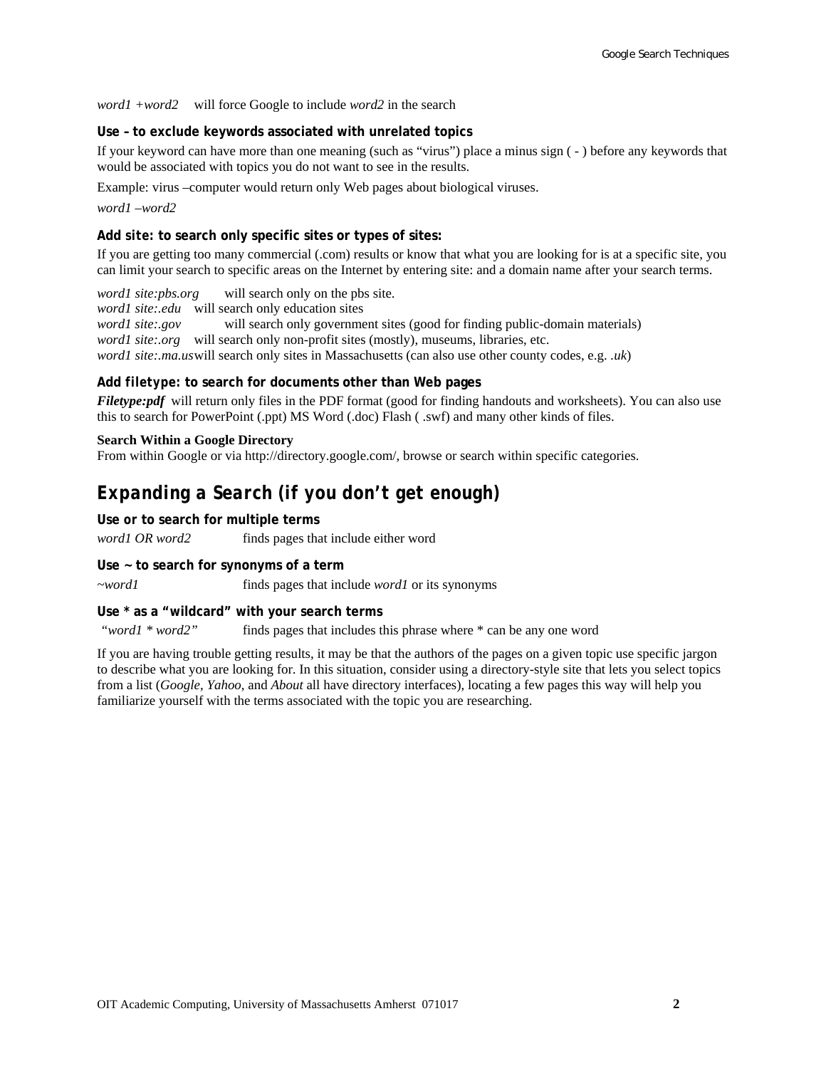*word1 +word2* will force Google to include *word2* in the search

### Use – to exclude keywords associated with unrelated topics

If your keyword can have more than one meaning (such as "virus") place a minus sign ( - ) before any keywords that would be associated with topics you do not want to see in the results.

Example: virus –computer would return only Web pages about biological viruses.

*word1 –word2*

### Add site: to search only specific sites or types of sites:

If you are getting too many commercial (.com) results or know that what you are looking for is at a specific site, you can limit your search to specific areas on the Internet by entering site: and a domain name after your search terms.

*word1 site:pbs.org* will search only on the pbs site.
*word1 site:.edu* will search only education sites
*word1 site:.gov* will search only government sites (good for finding public-domain materials)
*word1 site:.org* will search only non-profit sites (mostly), museums, libraries, etc.
*word1 site:.ma.us* will search only sites in Massachusetts (can also use other county codes, e.g. *.uk*)

### Add filetype: to search for documents other than Web pages

***Filetype:pdf*** will return only files in the PDF format (good for finding handouts and worksheets). You can also use this to search for PowerPoint (.ppt) MS Word (.doc) Flash ( .swf) and many other kinds of files.

**Search Within a Google Directory**
From within Google or via http://directory.google.com/, browse or search within specific categories.

## Expanding a Search (if you don't get enough)

### Use or to search for multiple terms

*word1 OR word2* finds pages that include either word

### Use ~ to search for synonyms of a term

~*word1* finds pages that include *word1* or its synonyms

### Use * as a "wildcard" with your search terms

"*word1 * word2*" finds pages that includes this phrase where * can be any one word

If you are having trouble getting results, it may be that the authors of the pages on a given topic use specific jargon to describe what you are looking for. In this situation, consider using a directory-style site that lets you select topics from a list (*Google*, *Yahoo*, and *About* all have directory interfaces), locating a few pages this way will help you familiarize yourself with the terms associated with the topic you are researching.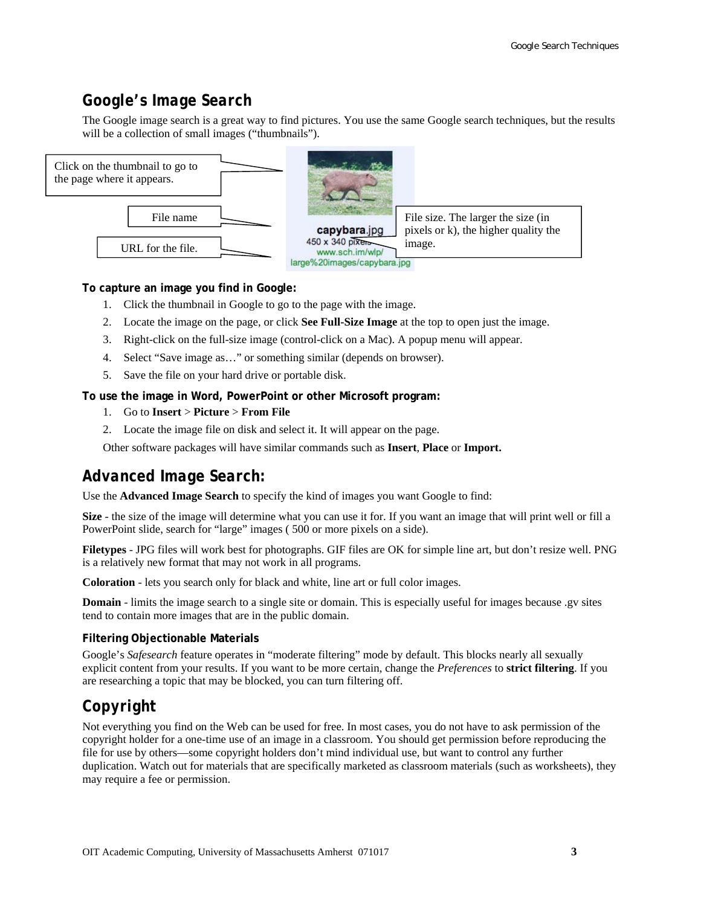## Google's Image Search

The Google image search is a great way to find pictures. You use the same Google search techniques, but the results will be a collection of small images ("thumbnails").

Click on the thumbnail to go to the page where it appears.

File name

URL for the file.

capybara.jpg
450 x 340 pixels
www.sch.im/wlp/
large%20images/capybara.jpg

File size. The larger the size (in pixels or k), the higher quality the image.

**To capture an image you find in Google:**

1. Click the thumbnail in Google to go to the page with the image.
2. Locate the image on the page, or click **See Full-Size Image** at the top to open just the image.
3. Right-click on the full-size image (control-click on a Mac). A popup menu will appear.
4. Select "Save image as…" or something similar (depends on browser).
5. Save the file on your hard drive or portable disk.

**To use the image in Word, PowerPoint or other Microsoft program:**

1. Go to **Insert** > **Picture** > **From File**
2. Locate the image file on disk and select it. It will appear on the page.

Other software packages will have similar commands such as **Insert**, **Place** or **Import.**

## Advanced Image Search:

Use the **Advanced Image Search** to specify the kind of images you want Google to find:

**Size** - the size of the image will determine what you can use it for. If you want an image that will print well or fill a PowerPoint slide, search for "large" images ( 500 or more pixels on a side).

**Filetypes** - JPG files will work best for photographs. GIF files are OK for simple line art, but don't resize well. PNG is a relatively new format that may not work in all programs.

**Coloration** - lets you search only for black and white, line art or full color images.

**Domain** - limits the image search to a single site or domain. This is especially useful for images because .gv sites tend to contain more images that are in the public domain.

### Filtering Objectionable Materials

Google's *Safesearch* feature operates in "moderate filtering" mode by default. This blocks nearly all sexually explicit content from your results. If you want to be more certain, change the *Preferences* to **strict filtering**. If you are researching a topic that may be blocked, you can turn filtering off.

## Copyright

Not everything you find on the Web can be used for free. In most cases, you do not have to ask permission of the copyright holder for a one-time use of an image in a classroom. You should get permission before reproducing the file for use by others—some copyright holders don't mind individual use, but want to control any further duplication. Watch out for materials that are specifically marketed as classroom materials (such as worksheets), they may require a fee or permission.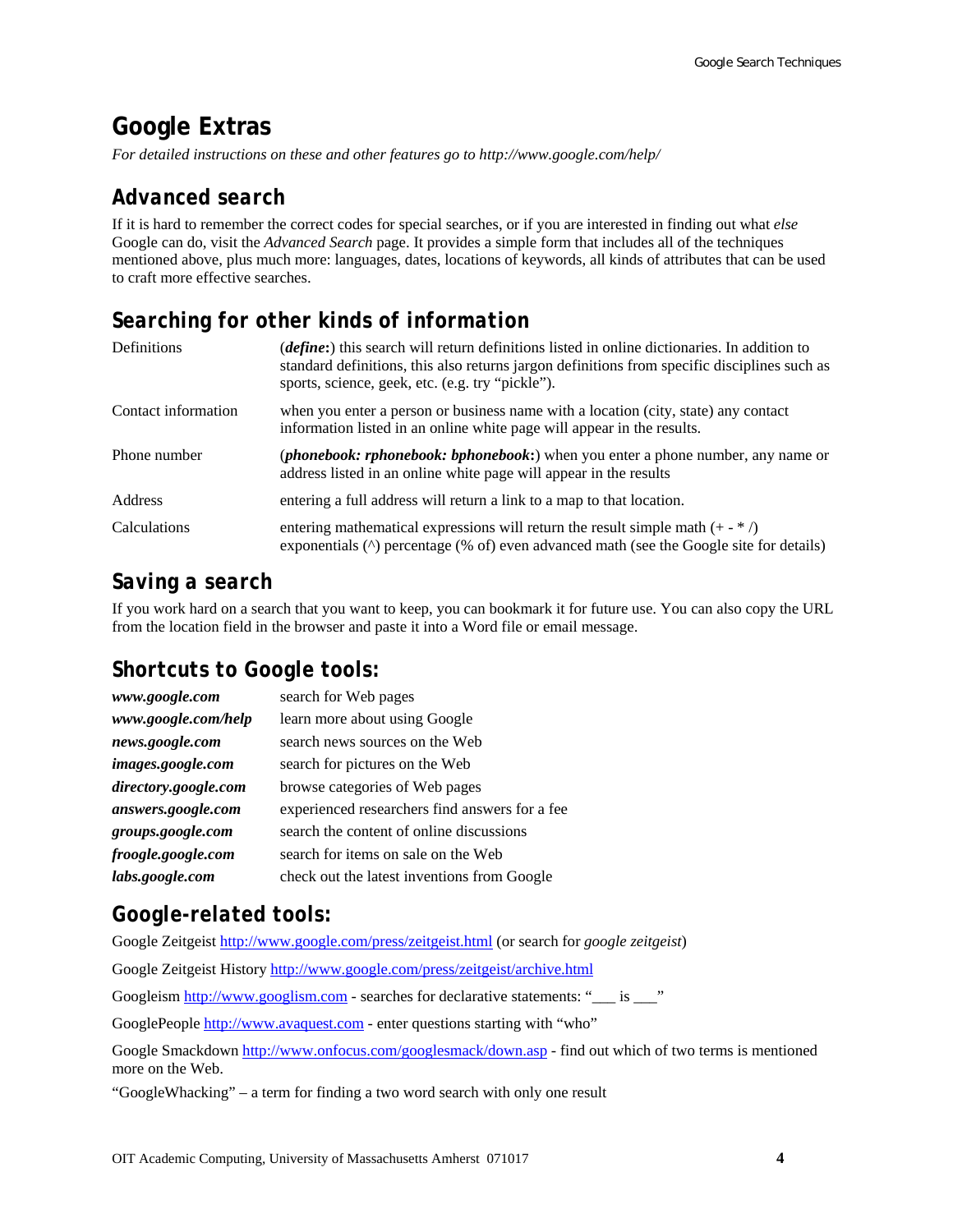# Google Extras

*For detailed instructions on these and other features go to http://www.google.com/help/*

## Advanced search

If it is hard to remember the correct codes for special searches, or if you are interested in finding out what *else* Google can do, visit the *Advanced Search* page. It provides a simple form that includes all of the techniques mentioned above, plus much more: languages, dates, locations of keywords, all kinds of attributes that can be used to craft more effective searches.

## Searching for other kinds of information

| | |
|---|---|
| Definitions | (***define*:**) this search will return definitions listed in online dictionaries. In addition to standard definitions, this also returns jargon definitions from specific disciplines such as sports, science, geek, etc. (e.g. try "pickle"). |
| Contact information | when you enter a person or business name with a location (city, state) any contact information listed in an online white page will appear in the results. |
| Phone number | (***phonebook: rphonebook: bphonebook*:**) when you enter a phone number, any name or address listed in an online white page will appear in the results |
| Address | entering a full address will return a link to a map to that location. |
| Calculations | entering mathematical expressions will return the result simple math (+ - * /) exponentials (^) percentage (% of) even advanced math (see the Google site for details) |

## Saving a search

If you work hard on a search that you want to keep, you can bookmark it for future use. You can also copy the URL from the location field in the browser and paste it into a Word file or email message.

## Shortcuts to Google tools:

| | |
|---|---|
| ***www.google.com*** | search for Web pages |
| ***www.google.com/help*** | learn more about using Google |
| ***news.google.com*** | search news sources on the Web |
| ***images.google.com*** | search for pictures on the Web |
| ***directory.google.com*** | browse categories of Web pages |
| ***answers.google.com*** | experienced researchers find answers for a fee |
| ***groups.google.com*** | search the content of online discussions |
| ***froogle.google.com*** | search for items on sale on the Web |
| ***labs.google.com*** | check out the latest inventions from Google |

## Google-related tools:

Google Zeitgeist http://www.google.com/press/zeitgeist.html (or search for *google zeitgeist*)

Google Zeitgeist History http://www.google.com/press/zeitgeist/archive.html

Googleism http://www.googlism.com - searches for declarative statements: "___ is ___"

GooglePeople http://www.avaquest.com - enter questions starting with "who"

Google Smackdown http://www.onfocus.com/googlesmack/down.asp - find out which of two terms is mentioned more on the Web.

"GoogleWhacking" – a term for finding a two word search with only one result

OIT Academic Computing, University of Massachusetts Amherst 071017